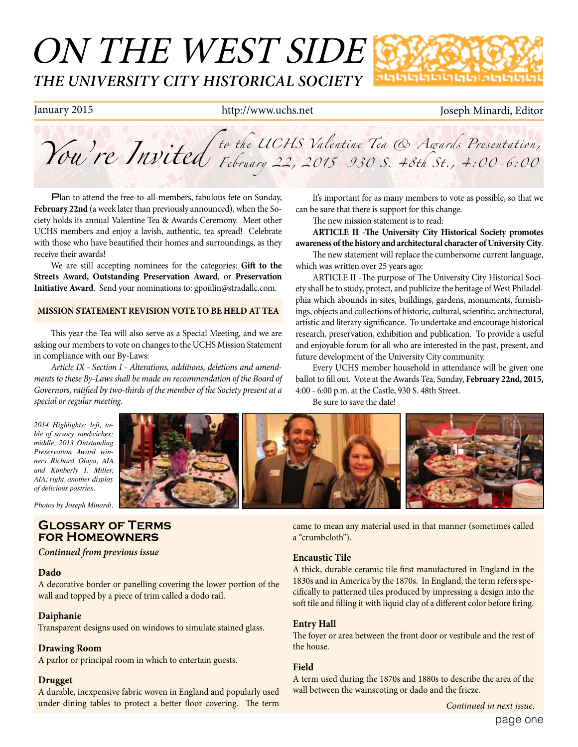# ON THE WEST SIDE

## THE UNIVERSITY CITY HISTORICAL SOCIETY

January 2015 http://www.uchs.net Joseph Minardi, Editor

## You're Invited *to the UCHS Valentine Tea & Awards Presentation, February 22, 2015 - 930 S. 48th St., 4:00-6:00*

Plan to attend the free-to-all-members, fabulous fete on Sunday, **February 22nd** (a week later than previously announced), when the Society holds its annual Valentine Tea & Awards Ceremony. Meet other UCHS members and enjoy a lavish, authentic, tea spread! Celebrate with those who have beautified their homes and surroundings, as they receive their awards!

We are still accepting nominees for the categories: **Gift to the Streets Award, Outstanding Preservation Award**, or **Preservation Initiative Award**. Send your nominations to: gpoulin@stradallc.com.

### MISSION STATEMENT REVISION VOTE TO BE HELD AT TEA

This year the Tea will also serve as a Special Meeting, and we are asking our members to vote on changes to the UCHS Mission Statement in compliance with our By-Laws:

*Article IX - Section I - Alterations, additions, deletions and amendments to these By-Laws shall be made on recommendation of the Board of Governors, ratified by two-thirds of the member of the Society present at a special or regular meeting.*

It's important for as many members to vote as possible, so that we can be sure that there is support for this change.

The new mission statement is to read:

**ARTICLE II -The University City Historical Society promotes awareness of the history and architectural character of University City**.

The new statement will replace the cumbersome current language, which was written over 25 years ago:

ARTICLE II -The purpose of The University City Historical Society shall be to study, protect, and publicize the heritage of West Philadelphia which abounds in sites, buildings, gardens, monuments, furnishings, objects and collections of historic, cultural, scientific, architectural, artistic and literary significance. To undertake and encourage historical research, preservation, exhibition and publication. To provide a useful and enjoyable forum for all who are interested in the past, present, and future development of the University City community.

Every UCHS member household in attendance will be given one ballot to fill out. Vote at the Awards Tea, Sunday, **February 22nd, 2015,** 4:00 - 6:00 p.m. at the Castle, 930 S. 48th Street.

Be sure to save the date!

*2014 Highlights; left, table of savory sandwiches; middle, 2013 Outstanding Preservation Award winners Richard Olaya, AIA and Kimberly I. Miller, AIA; right, another display of delicious pastries.*

*Photos by Joseph Minardi.*

## Glossary of Terms for Homeowners

***Continued from previous issue***

**Dado**
A decorative border or panelling covering the lower portion of the wall and topped by a piece of trim called a dodo rail.

**Daiphanie**
Transparent designs used on windows to simulate stained glass.

**Drawing Room**
A parlor or principal room in which to entertain guests.

**Drugget**
A durable, inexpensive fabric woven in England and popularly used under dining tables to protect a better floor covering. The term came to mean any material used in that manner (sometimes called a "crumbcloth").

**Encaustic Tile**
A thick, durable ceramic tile first manufactured in England in the 1830s and in America by the 1870s. In England, the term refers specifically to patterned tiles produced by impressing a design into the soft tile and filling it with liquid clay of a different color before firing.

**Entry Hall**
The foyer or area between the front door or vestibule and the rest of the house.

**Field**
A term used during the 1870s and 1880s to describe the area of the wall between the wainscoting or dado and the frieze.

*Continued in next issue.*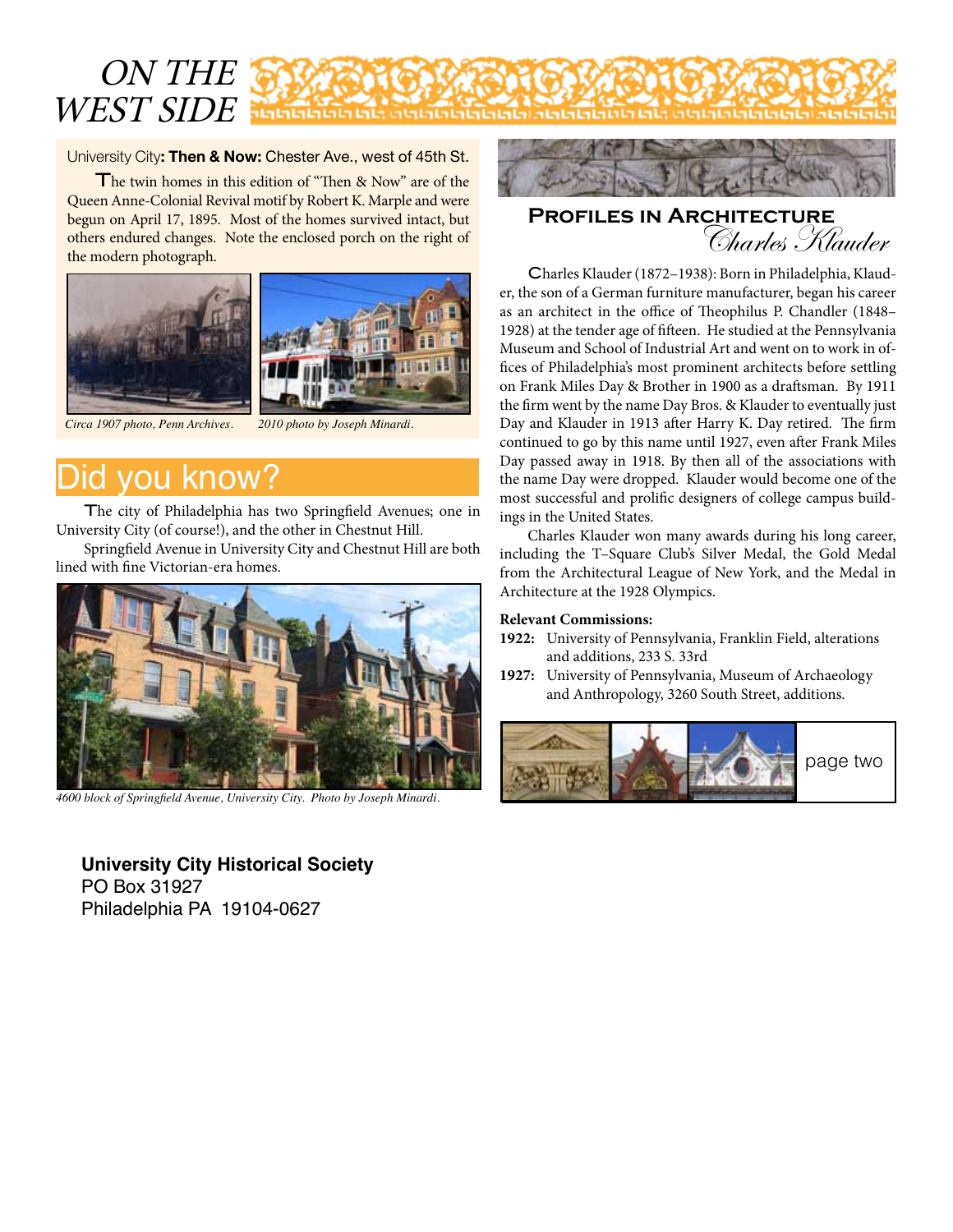# ON THE WEST SIDE

## University City: **Then & Now:** Chester Ave., west of 45th St.

The twin homes in this edition of "Then & Now" are of the Queen Anne-Colonial Revival motif by Robert K. Marple and were begun on April 17, 1895. Most of the homes survived intact, but others endured changes. Note the enclosed porch on the right of the modern photograph.

*Circa 1907 photo, Penn Archives.*

*2010 photo by Joseph Minardi.*

## Did you know?

The city of Philadelphia has two Springfield Avenues; one in University City (of course!), and the other in Chestnut Hill.

Springfield Avenue in University City and Chestnut Hill are both lined with fine Victorian-era homes.

*4600 block of Springfield Avenue, University City. Photo by Joseph Minardi.*

## Profiles in Architecture

### *Charles Klauder*

Charles Klauder (1872–1938): Born in Philadelphia, Klauder, the son of a German furniture manufacturer, began his career as an architect in the office of Theophilus P. Chandler (1848–1928) at the tender age of fifteen. He studied at the Pennsylvania Museum and School of Industrial Art and went on to work in offices of Philadelphia's most prominent architects before settling on Frank Miles Day & Brother in 1900 as a draftsman. By 1911 the firm went by the name Day Bros. & Klauder to eventually just Day and Klauder in 1913 after Harry K. Day retired. The firm continued to go by this name until 1927, even after Frank Miles Day passed away in 1918. By then all of the associations with the name Day were dropped. Klauder would become one of the most successful and prolific designers of college campus buildings in the United States.

Charles Klauder won many awards during his long career, including the T–Square Club's Silver Medal, the Gold Medal from the Architectural League of New York, and the Medal in Architecture at the 1928 Olympics.

**Relevant Commissions:**

- **1922:** University of Pennsylvania, Franklin Field, alterations and additions, 233 S. 33rd
- **1927:** University of Pennsylvania, Museum of Archaeology and Anthropology, 3260 South Street, additions.

**University City Historical Society**
PO Box 31927
Philadelphia PA 19104-0627